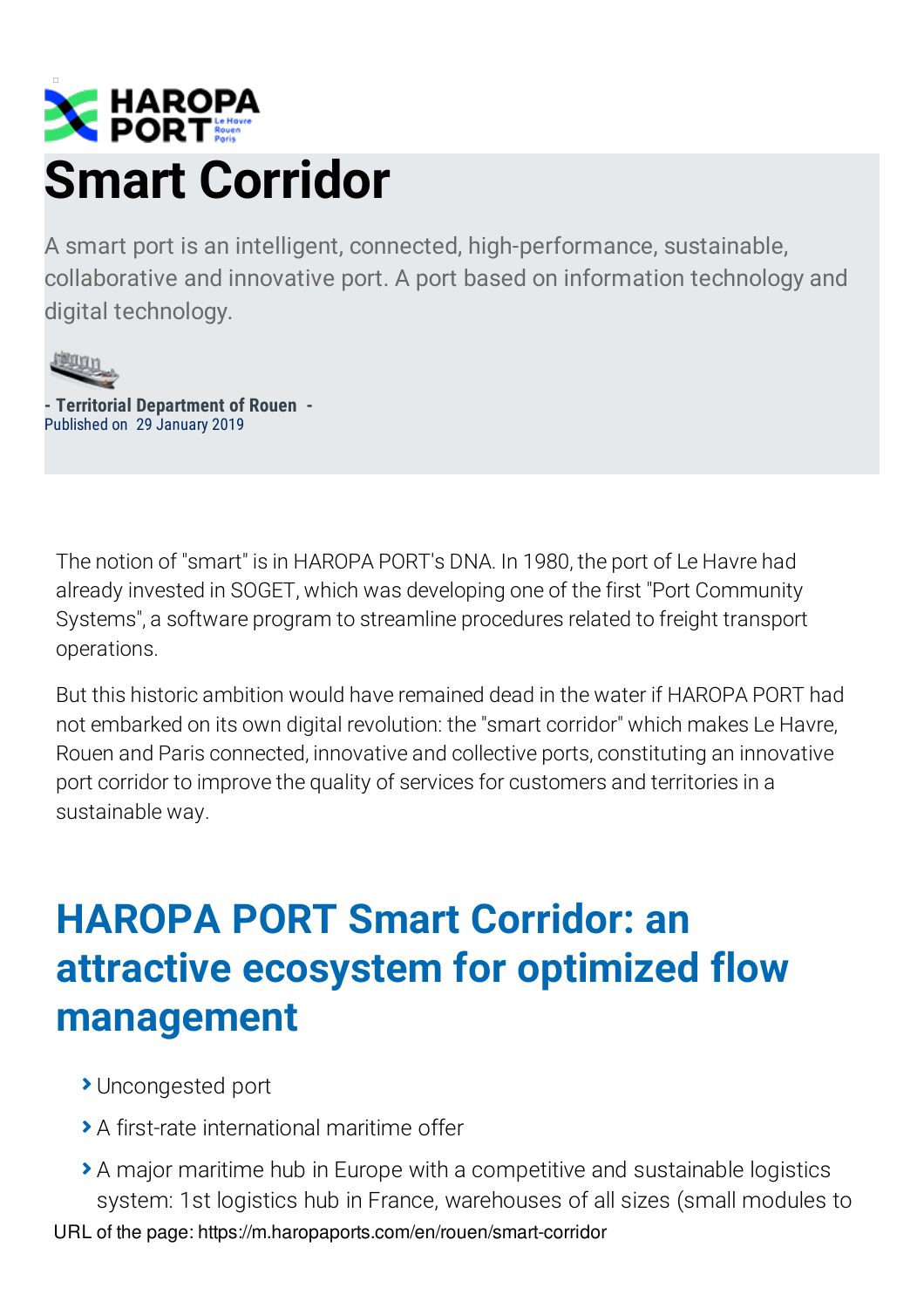# Smart Corridor

A smart port is an intelligent, connected, high-performance, sustainable, collaborative and innovative port. A port based on information technology and digital technology.

**- Territorial Department of Rouen -**
Published on 29 January 2019

The notion of "smart" is in HAROPA PORT's DNA. In 1980, the port of Le Havre had already invested in SOGET, which was developing one of the first "Port Community Systems", a software program to streamline procedures related to freight transport operations.

But this historic ambition would have remained dead in the water if HAROPA PORT had not embarked on its own digital revolution: the "smart corridor" which makes Le Havre, Rouen and Paris connected, innovative and collective ports, constituting an innovative port corridor to improve the quality of services for customers and territories in a sustainable way.

## HAROPA PORT Smart Corridor: an attractive ecosystem for optimized flow management

- Uncongested port
- A first-rate international maritime offer
- A major maritime hub in Europe with a competitive and sustainable logistics system: 1st logistics hub in France, warehouses of all sizes (small modules to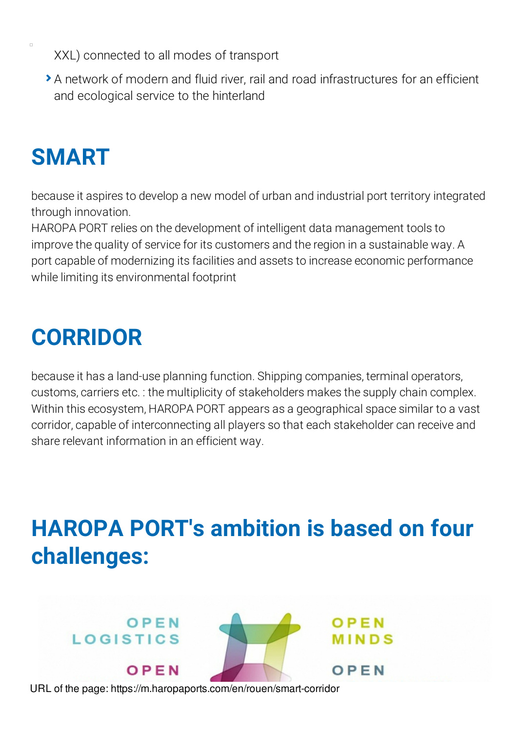XXL) connected to all modes of transport

- A network of modern and fluid river, rail and road infrastructures for an efficient and ecological service to the hinterland

## SMART

because it aspires to develop a new model of urban and industrial port territory integrated through innovation.
HAROPA PORT relies on the development of intelligent data management tools to improve the quality of service for its customers and the region in a sustainable way. A port capable of modernizing its facilities and assets to increase economic performance while limiting its environmental footprint

## CORRIDOR

because it has a land-use planning function. Shipping companies, terminal operators, customs, carriers etc. : the multiplicity of stakeholders makes the supply chain complex. Within this ecosystem, HAROPA PORT appears as a geographical space similar to a vast corridor, capable of interconnecting all players so that each stakeholder can receive and share relevant information in an efficient way.

## HAROPA PORT's ambition is based on four challenges:

OPEN LOGISTICS

OPEN MINDS

OPEN

OPEN

URL of the page: https://m.haropaports.com/en/rouen/smart-corridor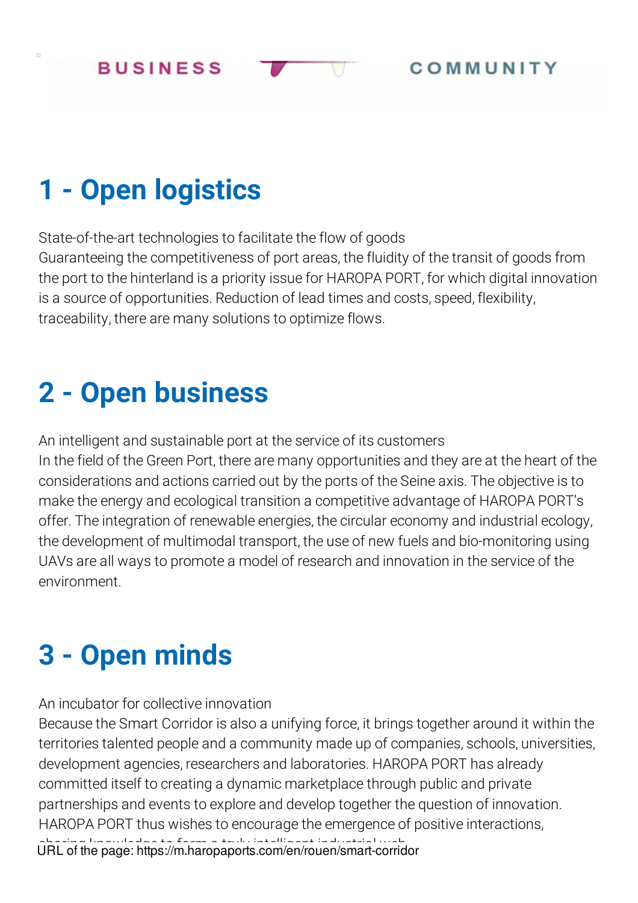BUSINESS COMMUNITY

## 1 - Open logistics

State-of-the-art technologies to facilitate the flow of goods
Guaranteeing the competitiveness of port areas, the fluidity of the transit of goods from the port to the hinterland is a priority issue for HAROPA PORT, for which digital innovation is a source of opportunities. Reduction of lead times and costs, speed, flexibility, traceability, there are many solutions to optimize flows.

## 2 - Open business

An intelligent and sustainable port at the service of its customers
In the field of the Green Port, there are many opportunities and they are at the heart of the considerations and actions carried out by the ports of the Seine axis. The objective is to make the energy and ecological transition a competitive advantage of HAROPA PORT's offer. The integration of renewable energies, the circular economy and industrial ecology, the development of multimodal transport, the use of new fuels and bio-monitoring using UAVs are all ways to promote a model of research and innovation in the service of the environment.

## 3 - Open minds

An incubator for collective innovation
Because the Smart Corridor is also a unifying force, it brings together around it within the territories talented people and a community made up of companies, schools, universities, development agencies, researchers and laboratories. HAROPA PORT has already committed itself to creating a dynamic marketplace through public and private partnerships and events to explore and develop together the question of innovation. HAROPA PORT thus wishes to encourage the emergence of positive interactions, sharing knowledge to form a truly intelligent industrial web.

URL of the page: https://m.haropaports.com/en/rouen/smart-corridor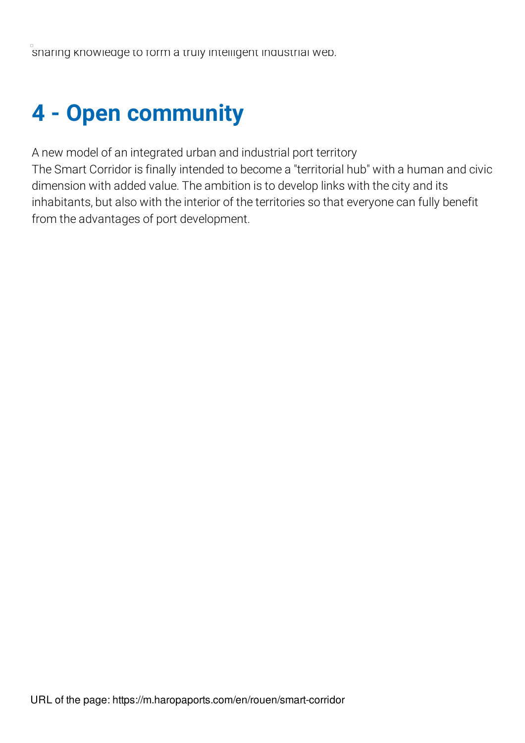sharing knowledge to form a truly intelligent industrial web.

## 4 - Open community

A new model of an integrated urban and industrial port territory
The Smart Corridor is finally intended to become a "territorial hub" with a human and civic dimension with added value. The ambition is to develop links with the city and its inhabitants, but also with the interior of the territories so that everyone can fully benefit from the advantages of port development.

URL of the page: https://m.haropaports.com/en/rouen/smart-corridor